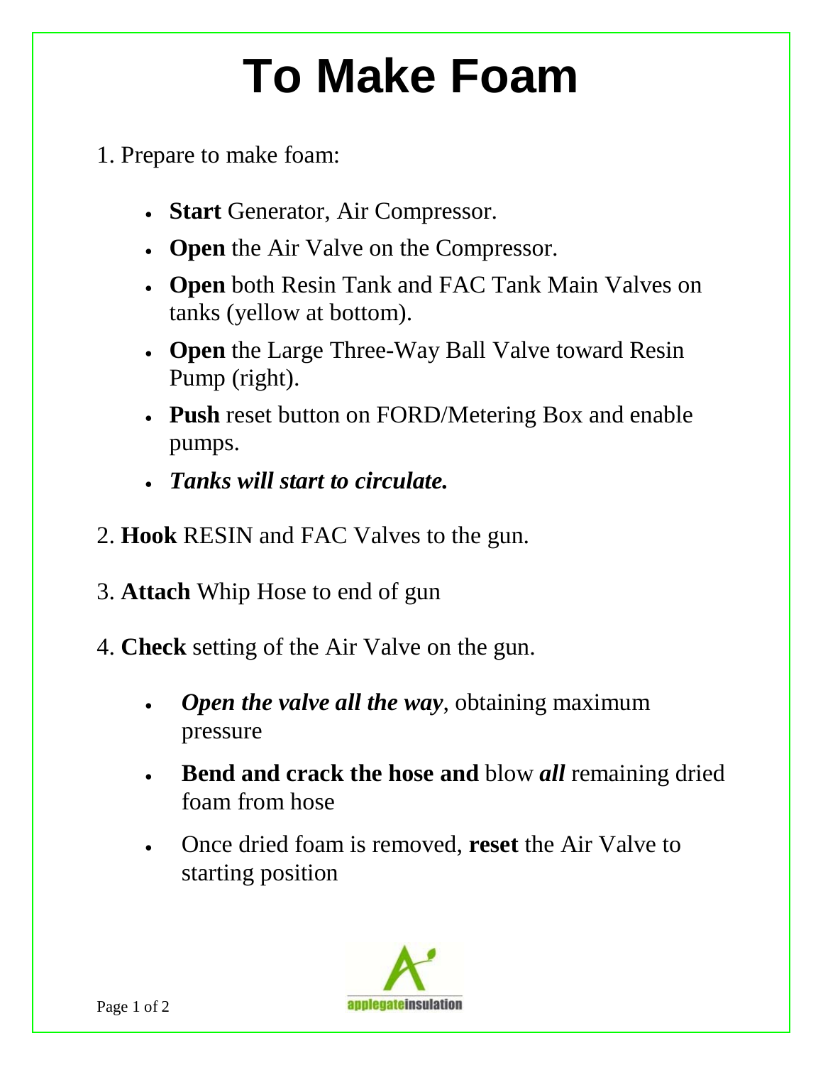# To Make Foam

1. Prepare to make foam:

   - **Start** Generator, Air Compressor.
   - **Open** the Air Valve on the Compressor.
   - **Open** both Resin Tank and FAC Tank Main Valves on tanks (yellow at bottom).
   - **Open** the Large Three-Way Ball Valve toward Resin Pump (right).
   - **Push** reset button on FORD/Metering Box and enable pumps.
   - ***Tanks will start to circulate.***

2. **Hook** RESIN and FAC Valves to the gun.

3. **Attach** Whip Hose to end of gun

4. **Check** setting of the Air Valve on the gun.

   - ***Open the valve all the way***, obtaining maximum pressure
   - **Bend and crack the hose and** blow ***all*** remaining dried foam from hose
   - Once dried foam is removed, **reset** the Air Valve to starting position

applegateinsulation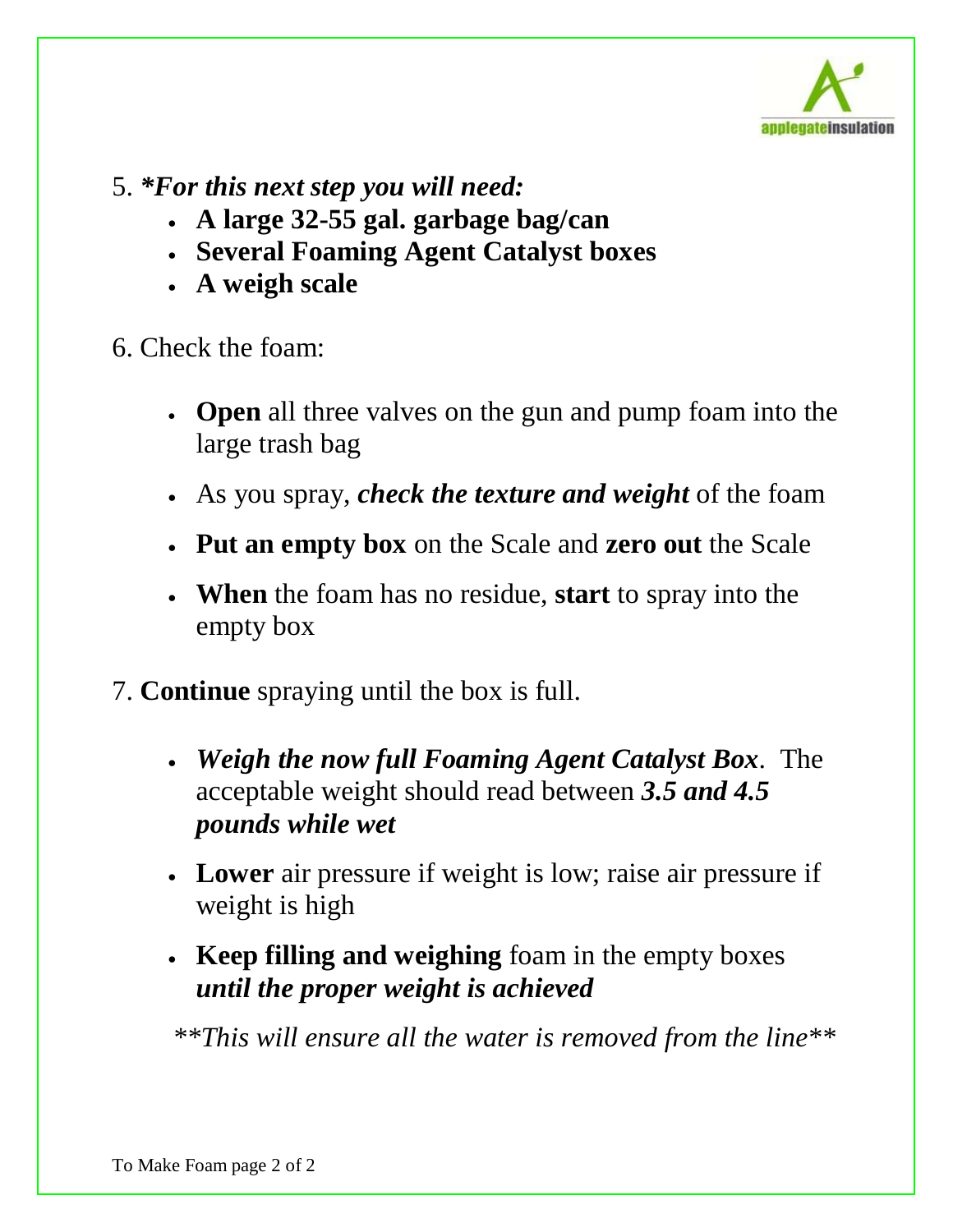5. ***For this next step you will need:***
   - **A large 32-55 gal. garbage bag/can**
   - **Several Foaming Agent Catalyst boxes**
   - **A weigh scale**

6. Check the foam:

   - **Open** all three valves on the gun and pump foam into the large trash bag
   - As you spray, ***check the texture and weight*** of the foam
   - **Put an empty box** on the Scale and **zero out** the Scale
   - **When** the foam has no residue, **start** to spray into the empty box

7. **Continue** spraying until the box is full.

   - ***Weigh the now full Foaming Agent Catalyst Box***. The acceptable weight should read between ***3.5 and 4.5 pounds while wet***
   - **Lower** air pressure if weight is low; raise air pressure if weight is high
   - **Keep filling and weighing** foam in the empty boxes ***until the proper weight is achieved***

*\*\*This will ensure all the water is removed from the line\*\**